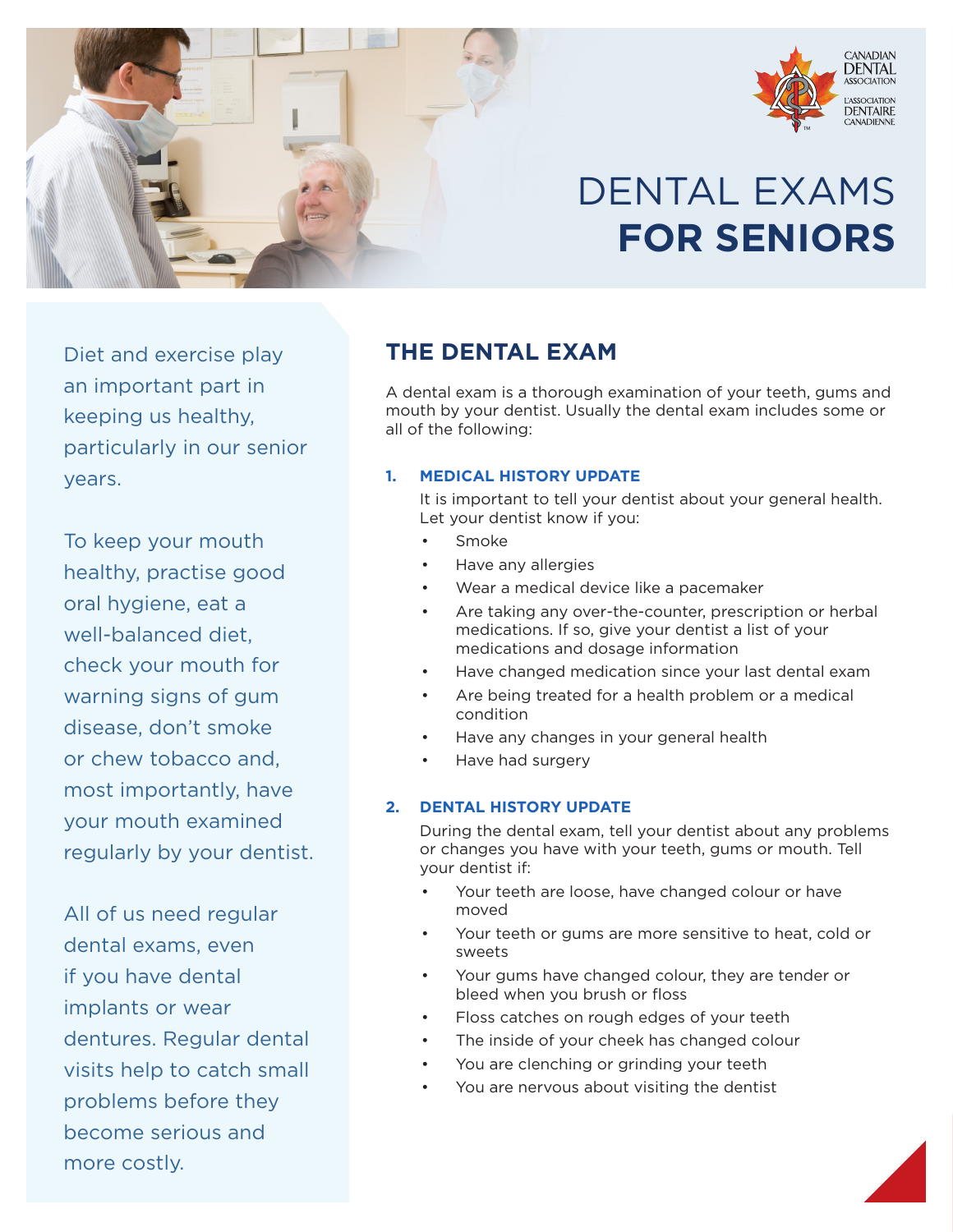# DENTAL EXAMS **FOR SENIORS**

Diet and exercise play an important part in keeping us healthy, particularly in our senior years.

To keep your mouth healthy, practise good oral hygiene, eat a well-balanced diet, check your mouth for warning signs of gum disease, don't smoke or chew tobacco and, most importantly, have your mouth examined regularly by your dentist.

All of us need regular dental exams, even if you have dental implants or wear dentures. Regular dental visits help to catch small problems before they become serious and more costly.

## THE DENTAL EXAM

A dental exam is a thorough examination of your teeth, gums and mouth by your dentist. Usually the dental exam includes some or all of the following:

### 1. MEDICAL HISTORY UPDATE

It is important to tell your dentist about your general health. Let your dentist know if you:

- Smoke
- Have any allergies
- Wear a medical device like a pacemaker
- Are taking any over-the-counter, prescription or herbal medications. If so, give your dentist a list of your medications and dosage information
- Have changed medication since your last dental exam
- Are being treated for a health problem or a medical condition
- Have any changes in your general health
- Have had surgery

### 2. DENTAL HISTORY UPDATE

During the dental exam, tell your dentist about any problems or changes you have with your teeth, gums or mouth. Tell your dentist if:

- Your teeth are loose, have changed colour or have moved
- Your teeth or gums are more sensitive to heat, cold or sweets
- Your gums have changed colour, they are tender or bleed when you brush or floss
- Floss catches on rough edges of your teeth
- The inside of your cheek has changed colour
- You are clenching or grinding your teeth
- You are nervous about visiting the dentist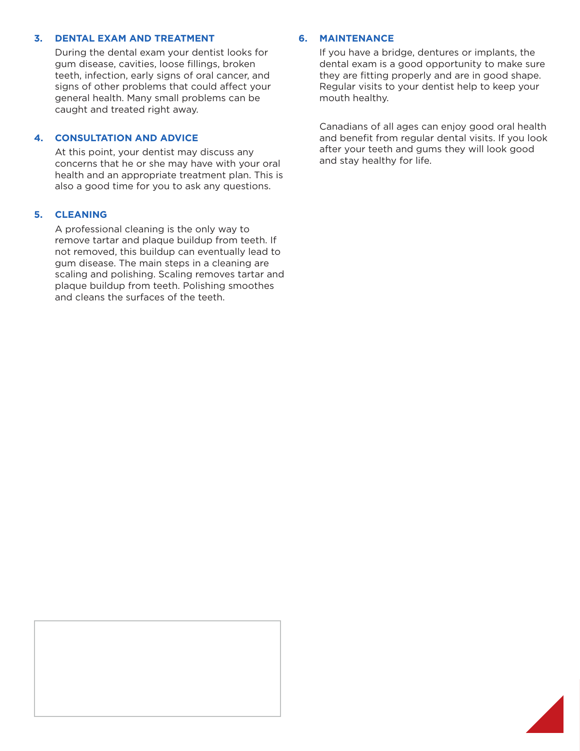### 3. DENTAL EXAM AND TREATMENT

During the dental exam your dentist looks for gum disease, cavities, loose fillings, broken teeth, infection, early signs of oral cancer, and signs of other problems that could affect your general health. Many small problems can be caught and treated right away.

### 4. CONSULTATION AND ADVICE

At this point, your dentist may discuss any concerns that he or she may have with your oral health and an appropriate treatment plan. This is also a good time for you to ask any questions.

### 5. CLEANING

A professional cleaning is the only way to remove tartar and plaque buildup from teeth. If not removed, this buildup can eventually lead to gum disease. The main steps in a cleaning are scaling and polishing. Scaling removes tartar and plaque buildup from teeth. Polishing smoothes and cleans the surfaces of the teeth.

### 6. MAINTENANCE

If you have a bridge, dentures or implants, the dental exam is a good opportunity to make sure they are fitting properly and are in good shape. Regular visits to your dentist help to keep your mouth healthy.

Canadians of all ages can enjoy good oral health and benefit from regular dental visits. If you look after your teeth and gums they will look good and stay healthy for life.